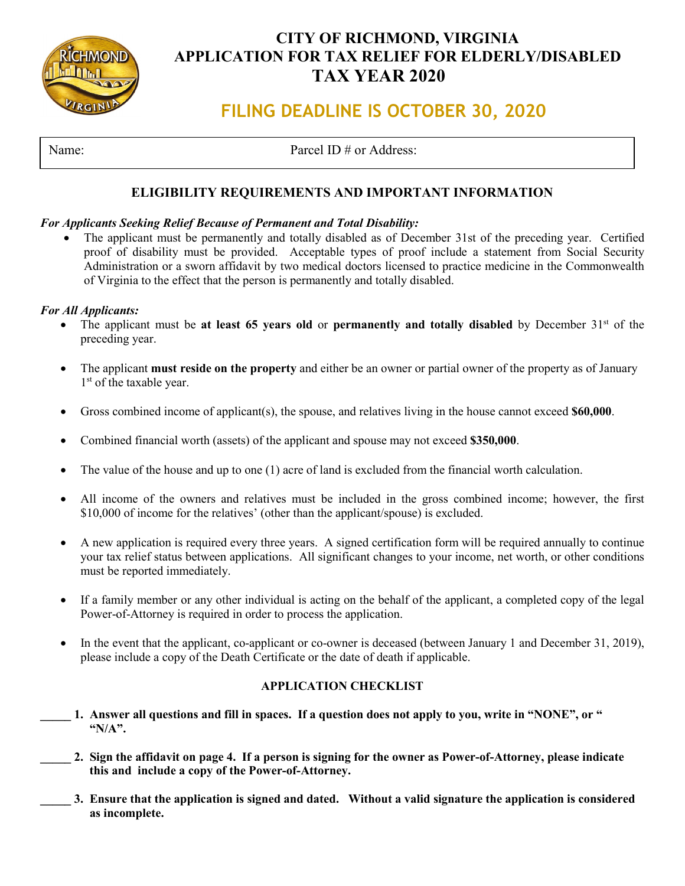# CITY OF RICHMOND, VIRGINIA
# APPLICATION FOR TAX RELIEF FOR ELDERLY/DISABLED
# TAX YEAR 2020

## FILING DEADLINE IS OCTOBER 30, 2020

| Name: | Parcel ID # or Address: |
|---|---|

### ELIGIBILITY REQUIREMENTS AND IMPORTANT INFORMATION

***For Applicants Seeking Relief Because of Permanent and Total Disability:***

- The applicant must be permanently and totally disabled as of December 31st of the preceding year. Certified proof of disability must be provided. Acceptable types of proof include a statement from Social Security Administration or a sworn affidavit by two medical doctors licensed to practice medicine in the Commonwealth of Virginia to the effect that the person is permanently and totally disabled.

***For All Applicants:***

- The applicant must be **at least 65 years old** or **permanently and totally disabled** by December 31st of the preceding year.
- The applicant **must reside on the property** and either be an owner or partial owner of the property as of January 1st of the taxable year.
- Gross combined income of applicant(s), the spouse, and relatives living in the house cannot exceed **$60,000**.
- Combined financial worth (assets) of the applicant and spouse may not exceed **$350,000**.
- The value of the house and up to one (1) acre of land is excluded from the financial worth calculation.
- All income of the owners and relatives must be included in the gross combined income; however, the first $10,000 of income for the relatives' (other than the applicant/spouse) is excluded.
- A new application is required every three years. A signed certification form will be required annually to continue your tax relief status between applications. All significant changes to your income, net worth, or other conditions must be reported immediately.
- If a family member or any other individual is acting on the behalf of the applicant, a completed copy of the legal Power-of-Attorney is required in order to process the application.
- In the event that the applicant, co-applicant or co-owner is deceased (between January 1 and December 31, 2019), please include a copy of the Death Certificate or the date of death if applicable.

### APPLICATION CHECKLIST

_____ **1. Answer all questions and fill in spaces. If a question does not apply to you, write in "NONE", or " "N/A".**

_____ **2. Sign the affidavit on page 4. If a person is signing for the owner as Power-of-Attorney, please indicate this and include a copy of the Power-of-Attorney.**

_____ **3. Ensure that the application is signed and dated. Without a valid signature the application is considered as incomplete.**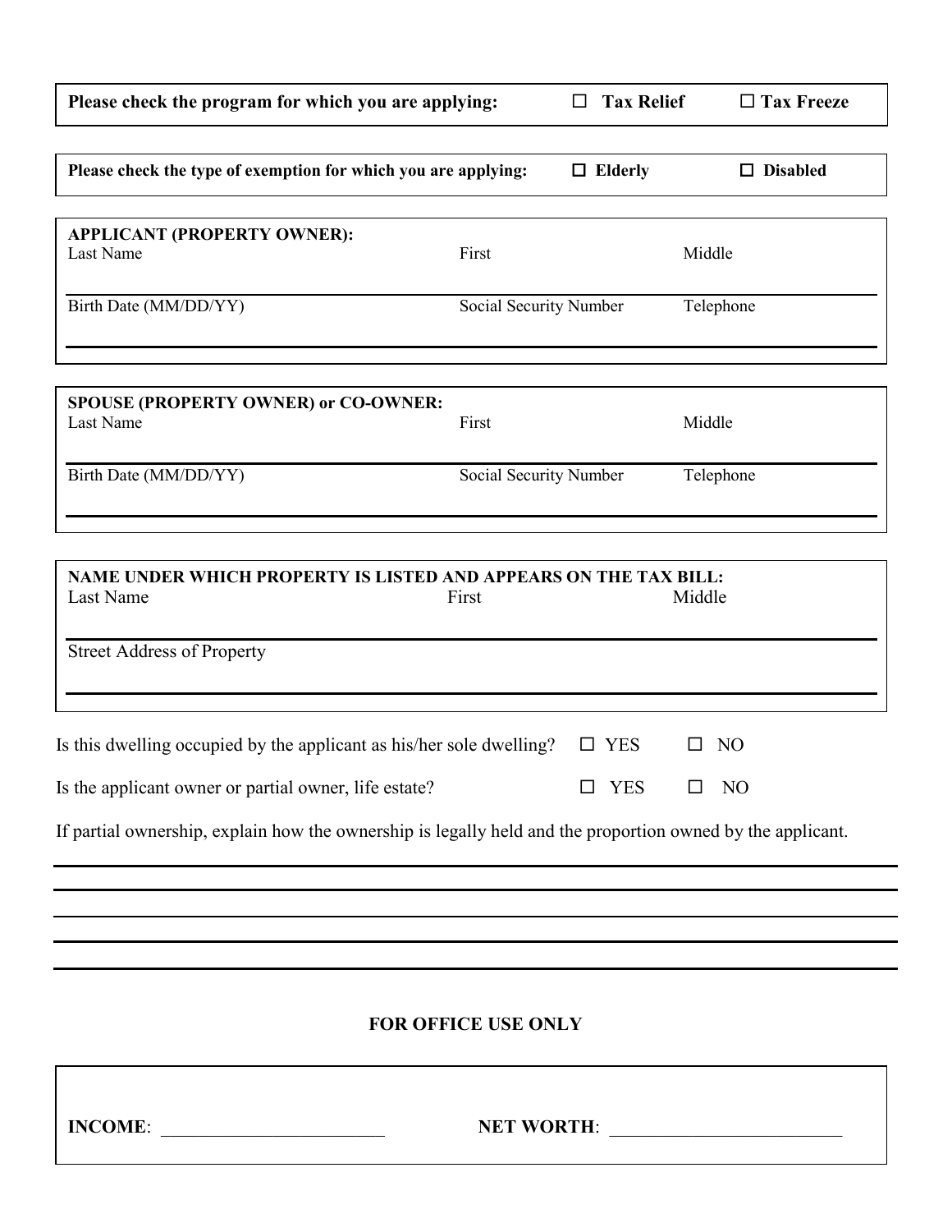**Please check the program for which you are applying:** ☐ **Tax Relief** ☐ **Tax Freeze**

**Please check the type of exemption for which you are applying:** ☐ **Elderly** ☐ **Disabled**

**APPLICANT (PROPERTY OWNER):**

| Last Name | First | Middle |
|---|---|---|
| | | |
| **Birth Date (MM/DD/YY)** | **Social Security Number** | **Telephone** |
| | | |

**SPOUSE (PROPERTY OWNER) or CO-OWNER:**

| Last Name | First | Middle |
|---|---|---|
| | | |
| **Birth Date (MM/DD/YY)** | **Social Security Number** | **Telephone** |
| | | |

**NAME UNDER WHICH PROPERTY IS LISTED AND APPEARS ON THE TAX BILL:**

| Last Name | First | Middle |
|---|---|---|
| | | |
| **Street Address of Property** | | |
| | | |

Is this dwelling occupied by the applicant as his/her sole dwelling? ☐ YES ☐ NO

Is the applicant owner or partial owner, life estate? ☐ YES ☐ NO

If partial ownership, explain how the ownership is legally held and the proportion owned by the applicant.

______________________________________________________________________

______________________________________________________________________

______________________________________________________________________

______________________________________________________________________

______________________________________________________________________

**FOR OFFICE USE ONLY**

**INCOME**: ________________________ **NET WORTH**: ________________________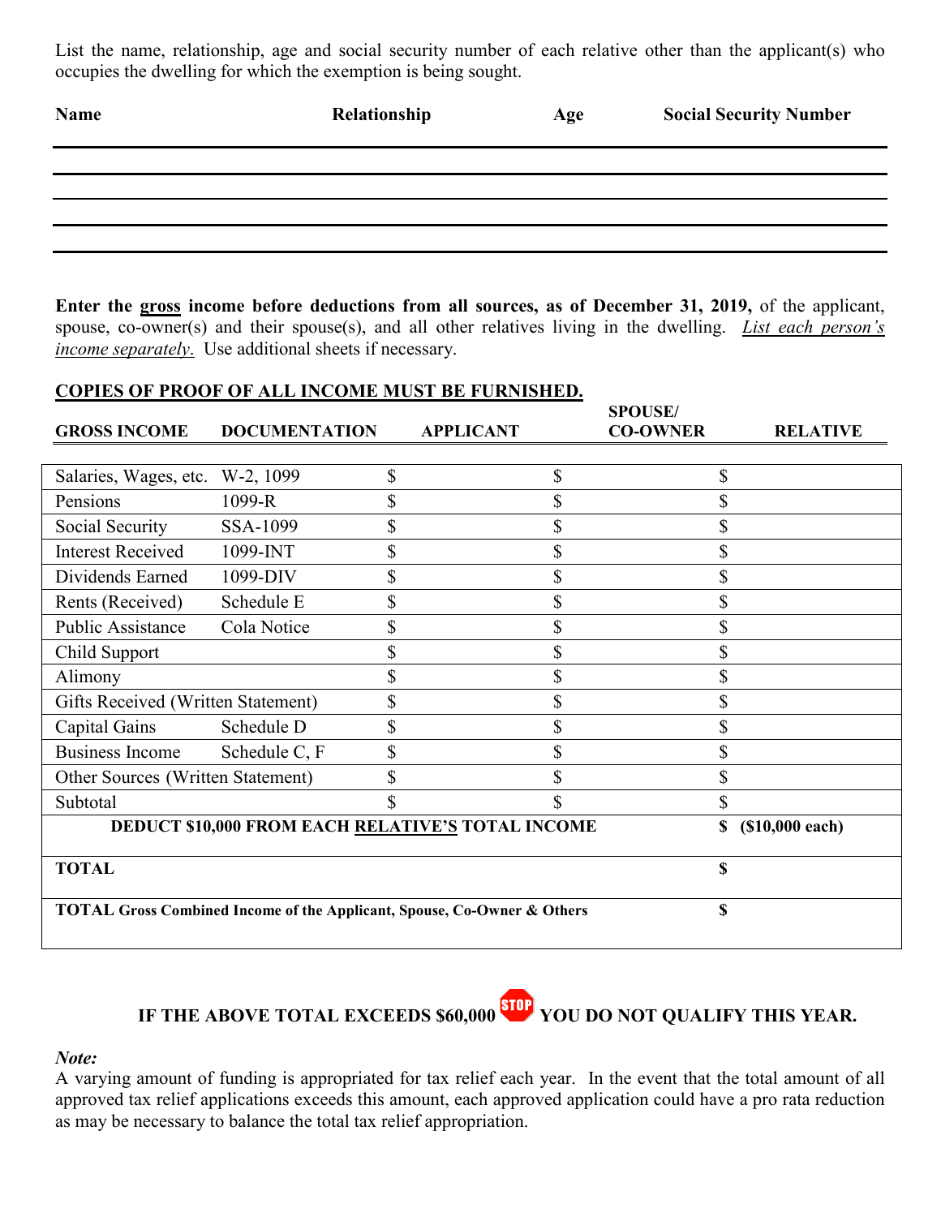List the name, relationship, age and social security number of each relative other than the applicant(s) who occupies the dwelling for which the exemption is being sought.

| Name | Relationship | Age | Social Security Number |
|---|---|---|---|
| | | | |
| | | | |
| | | | |
| | | | |

**Enter the <u>gross</u> income before deductions from all sources, as of December 31, 2019,** of the applicant, spouse, co-owner(s) and their spouse(s), and all other relatives living in the dwelling. *<u>List each person's income separately</u>.* Use additional sheets if necessary.

**<u>COPIES OF PROOF OF ALL INCOME MUST BE FURNISHED.</u>**

| GROSS INCOME | DOCUMENTATION | APPLICANT | SPOUSE/ CO-OWNER | RELATIVE |
|---|---|---|---|---|
| Salaries, Wages, etc. | W-2, 1099 | $ | $ | $ |
| Pensions | 1099-R | $ | $ | $ |
| Social Security | SSA-1099 | $ | $ | $ |
| Interest Received | 1099-INT | $ | $ | $ |
| Dividends Earned | 1099-DIV | $ | $ | $ |
| Rents (Received) | Schedule E | $ | $ | $ |
| Public Assistance | Cola Notice | $ | $ | $ |
| Child Support | | $ | $ | $ |
| Alimony | | $ | $ | $ |
| Gifts Received (Written Statement) | | $ | $ | $ |
| Capital Gains | Schedule D | $ | $ | $ |
| Business Income | Schedule C, F | $ | $ | $ |
| Other Sources (Written Statement) | | $ | $ | $ |
| Subtotal | | $ | $ | $ |
| **DEDUCT $10,000 FROM EACH <u>RELATIVE'S</u> TOTAL INCOME** | | | | **$ ($10,000 each)** |
| **TOTAL** | | | | **$** |
| **TOTAL Gross Combined Income of the Applicant, Spouse, Co-Owner & Others** | | | | **$** |

**IF THE ABOVE TOTAL EXCEEDS $60,000 STOP YOU DO NOT QUALIFY THIS YEAR.**

***Note:***
A varying amount of funding is appropriated for tax relief each year. In the event that the total amount of all approved tax relief applications exceeds this amount, each approved application could have a pro rata reduction as may be necessary to balance the total tax relief appropriation.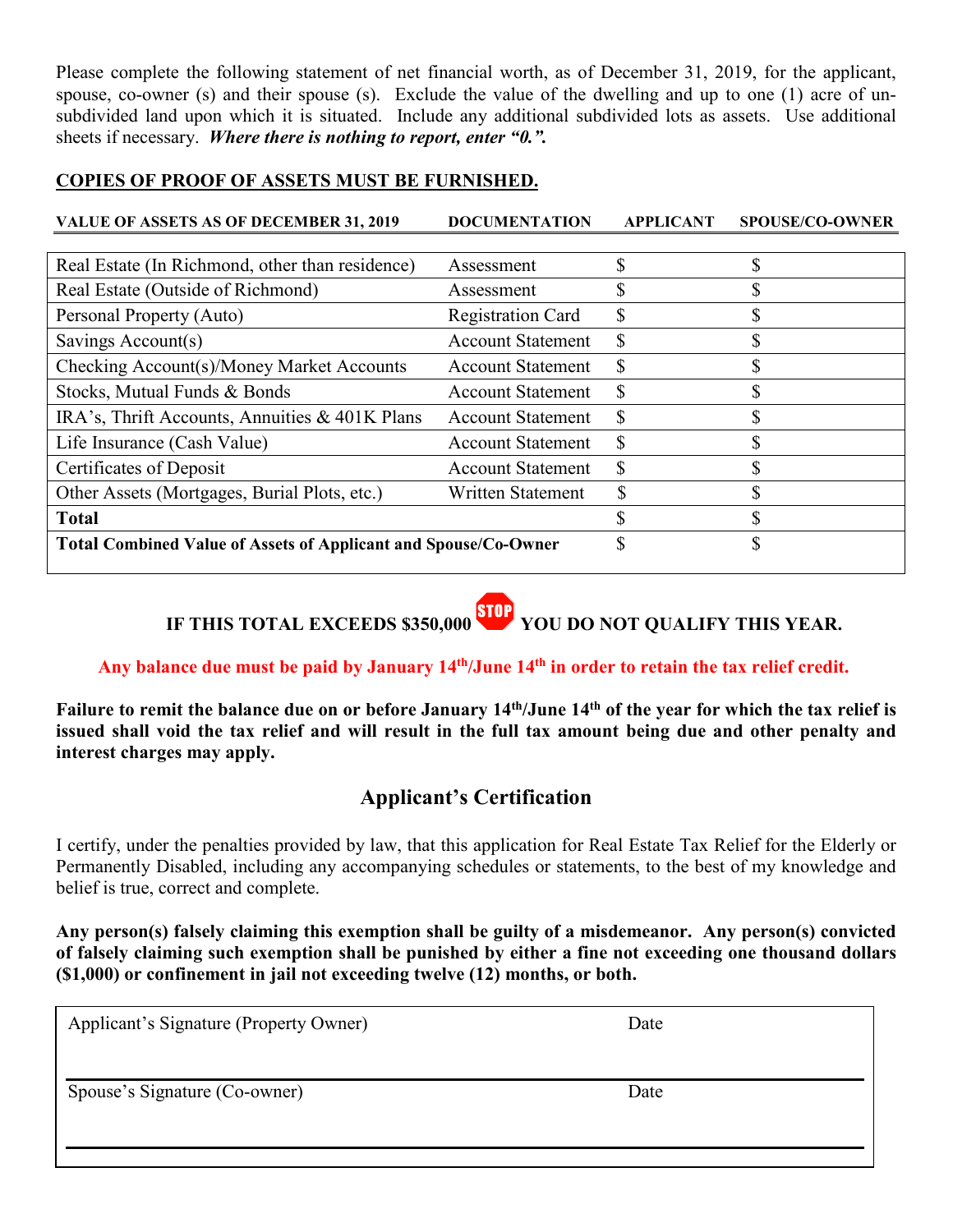Please complete the following statement of net financial worth, as of December 31, 2019, for the applicant, spouse, co-owner (s) and their spouse (s). Exclude the value of the dwelling and up to one (1) acre of un-subdivided land upon which it is situated. Include any additional subdivided lots as assets. Use additional sheets if necessary. ***Where there is nothing to report, enter "0.".***

**COPIES OF PROOF OF ASSETS MUST BE FURNISHED.**

| VALUE OF ASSETS AS OF DECEMBER 31, 2019 | DOCUMENTATION | APPLICANT | SPOUSE/CO-OWNER |
|---|---|---|---|
| Real Estate (In Richmond, other than residence) | Assessment | $ | $ |
| Real Estate (Outside of Richmond) | Assessment | $ | $ |
| Personal Property (Auto) | Registration Card | $ | $ |
| Savings Account(s) | Account Statement | $ | $ |
| Checking Account(s)/Money Market Accounts | Account Statement | $ | $ |
| Stocks, Mutual Funds & Bonds | Account Statement | $ | $ |
| IRA's, Thrift Accounts, Annuities & 401K Plans | Account Statement | $ | $ |
| Life Insurance (Cash Value) | Account Statement | $ | $ |
| Certificates of Deposit | Account Statement | $ | $ |
| Other Assets (Mortgages, Burial Plots, etc.) | Written Statement | $ | $ |
| **Total** | | $ | $ |
| **Total Combined Value of Assets of Applicant and Spouse/Co-Owner** | | $ | $ |

**IF THIS TOTAL EXCEEDS $350,000 STOP YOU DO NOT QUALIFY THIS YEAR.**

**Any balance due must be paid by January 14th/June 14th in order to retain the tax relief credit.**

**Failure to remit the balance due on or before January 14th/June 14th of the year for which the tax relief is issued shall void the tax relief and will result in the full tax amount being due and other penalty and interest charges may apply.**

## Applicant's Certification

I certify, under the penalties provided by law, that this application for Real Estate Tax Relief for the Elderly or Permanently Disabled, including any accompanying schedules or statements, to the best of my knowledge and belief is true, correct and complete.

**Any person(s) falsely claiming this exemption shall be guilty of a misdemeanor. Any person(s) convicted of falsely claiming such exemption shall be punished by either a fine not exceeding one thousand dollars ($1,000) or confinement in jail not exceeding twelve (12) months, or both.**

| | |
|---|---|
| Applicant's Signature (Property Owner) | Date |
| Spouse's Signature (Co-owner) | Date |